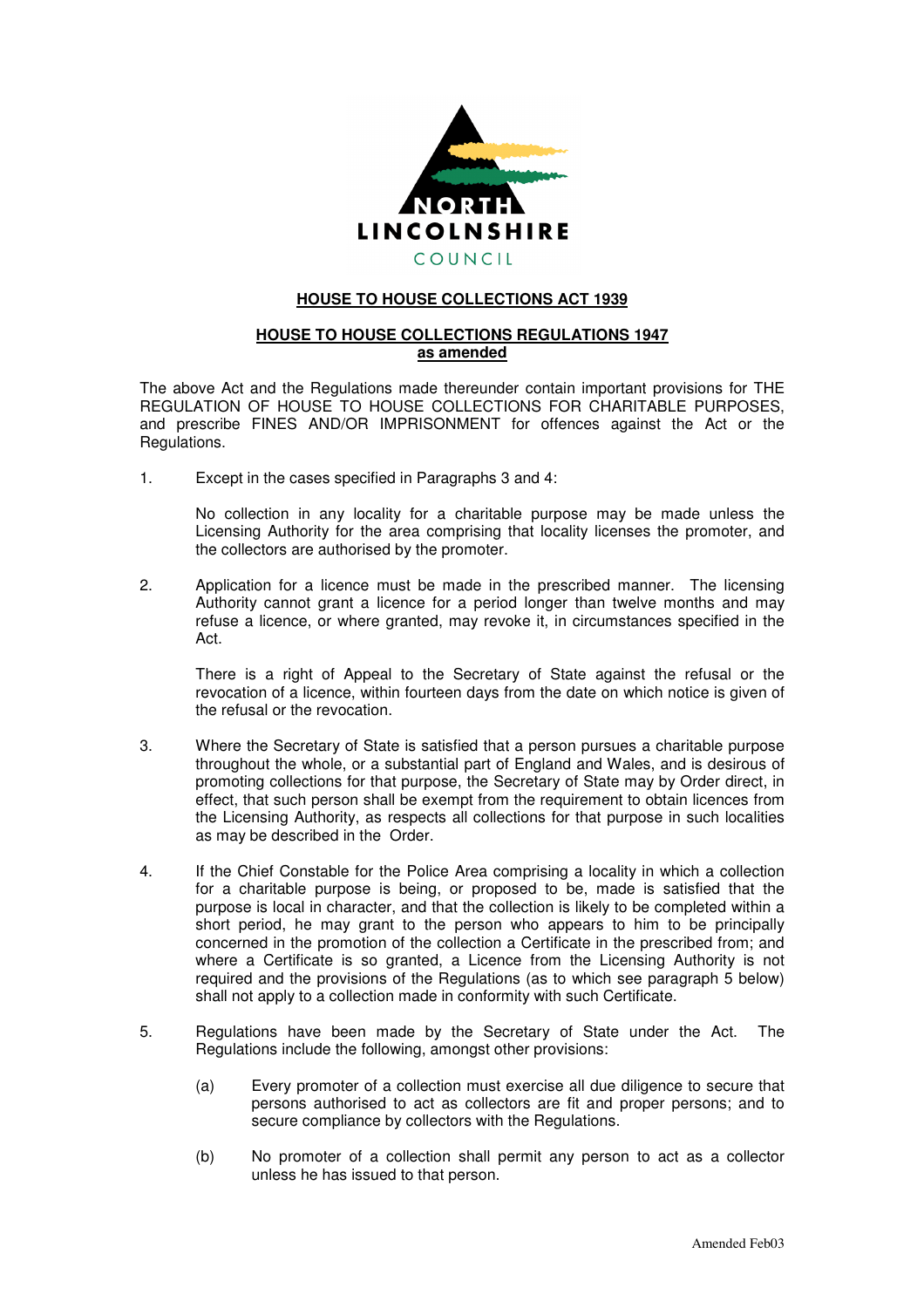NORTH LINCOLNSHIRE COUNCIL

**HOUSE TO HOUSE COLLECTIONS ACT 1939**

**HOUSE TO HOUSE COLLECTIONS REGULATIONS 1947 as amended**

The above Act and the Regulations made thereunder contain important provisions for THE REGULATION OF HOUSE TO HOUSE COLLECTIONS FOR CHARITABLE PURPOSES, and prescribe FINES AND/OR IMPRISONMENT for offences against the Act or the Regulations.

1. Except in the cases specified in Paragraphs 3 and 4:

   No collection in any locality for a charitable purpose may be made unless the Licensing Authority for the area comprising that locality licenses the promoter, and the collectors are authorised by the promoter.

2. Application for a licence must be made in the prescribed manner. The licensing Authority cannot grant a licence for a period longer than twelve months and may refuse a licence, or where granted, may revoke it, in circumstances specified in the Act.

   There is a right of Appeal to the Secretary of State against the refusal or the revocation of a licence, within fourteen days from the date on which notice is given of the refusal or the revocation.

3. Where the Secretary of State is satisfied that a person pursues a charitable purpose throughout the whole, or a substantial part of England and Wales, and is desirous of promoting collections for that purpose, the Secretary of State may by Order direct, in effect, that such person shall be exempt from the requirement to obtain licences from the Licensing Authority, as respects all collections for that purpose in such localities as may be described in the Order.

4. If the Chief Constable for the Police Area comprising a locality in which a collection for a charitable purpose is being, or proposed to be, made is satisfied that the purpose is local in character, and that the collection is likely to be completed within a short period, he may grant to the person who appears to him to be principally concerned in the promotion of the collection a Certificate in the prescribed from; and where a Certificate is so granted, a Licence from the Licensing Authority is not required and the provisions of the Regulations (as to which see paragraph 5 below) shall not apply to a collection made in conformity with such Certificate.

5. Regulations have been made by the Secretary of State under the Act. The Regulations include the following, amongst other provisions:

   (a) Every promoter of a collection must exercise all due diligence to secure that persons authorised to act as collectors are fit and proper persons; and to secure compliance by collectors with the Regulations.

   (b) No promoter of a collection shall permit any person to act as a collector unless he has issued to that person.

Amended Feb03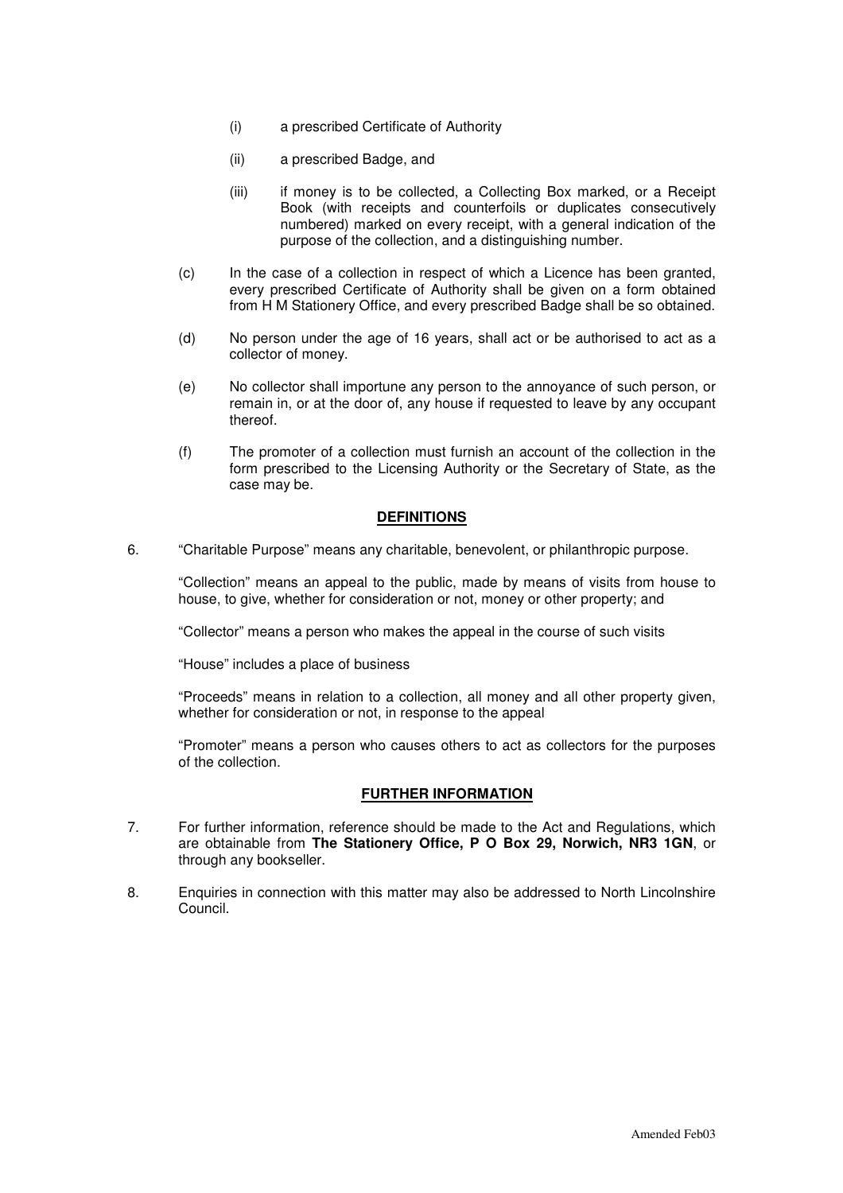(i) a prescribed Certificate of Authority

(ii) a prescribed Badge, and

(iii) if money is to be collected, a Collecting Box marked, or a Receipt Book (with receipts and counterfoils or duplicates consecutively numbered) marked on every receipt, with a general indication of the purpose of the collection, and a distinguishing number.

(c) In the case of a collection in respect of which a Licence has been granted, every prescribed Certificate of Authority shall be given on a form obtained from H M Stationery Office, and every prescribed Badge shall be so obtained.

(d) No person under the age of 16 years, shall act or be authorised to act as a collector of money.

(e) No collector shall importune any person to the annoyance of such person, or remain in, or at the door of, any house if requested to leave by any occupant thereof.

(f) The promoter of a collection must furnish an account of the collection in the form prescribed to the Licensing Authority or the Secretary of State, as the case may be.

## DEFINITIONS

6. "Charitable Purpose" means any charitable, benevolent, or philanthropic purpose.

"Collection" means an appeal to the public, made by means of visits from house to house, to give, whether for consideration or not, money or other property; and

"Collector" means a person who makes the appeal in the course of such visits

"House" includes a place of business

"Proceeds" means in relation to a collection, all money and all other property given, whether for consideration or not, in response to the appeal

"Promoter" means a person who causes others to act as collectors for the purposes of the collection.

## FURTHER INFORMATION

7. For further information, reference should be made to the Act and Regulations, which are obtainable from **The Stationery Office, P O Box 29, Norwich, NR3 1GN**, or through any bookseller.

8. Enquiries in connection with this matter may also be addressed to North Lincolnshire Council.

Amended Feb03